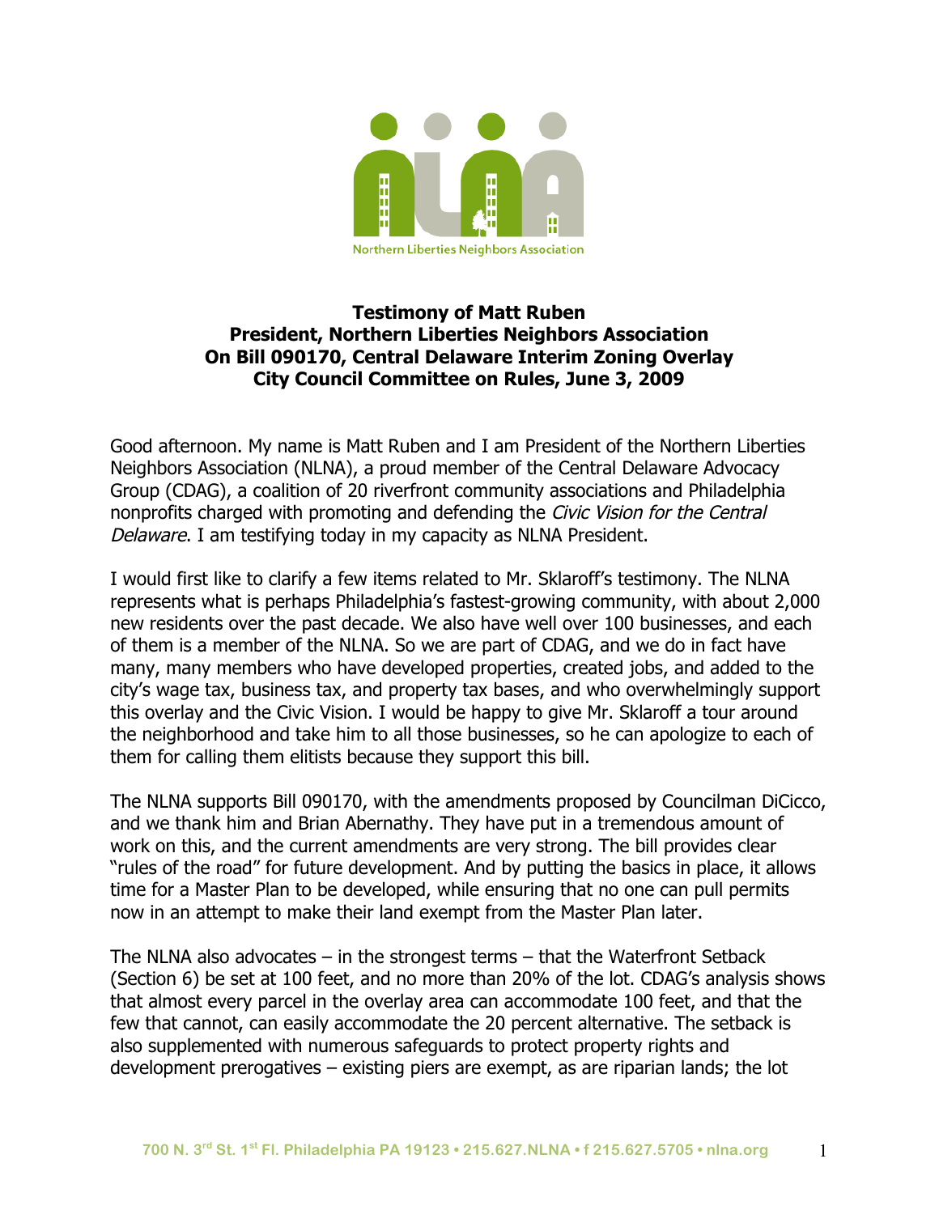Northern Liberties Neighbors Association

**Testimony of Matt Ruben**
**President, Northern Liberties Neighbors Association**
**On Bill 090170, Central Delaware Interim Zoning Overlay**
**City Council Committee on Rules, June 3, 2009**

Good afternoon. My name is Matt Ruben and I am President of the Northern Liberties Neighbors Association (NLNA), a proud member of the Central Delaware Advocacy Group (CDAG), a coalition of 20 riverfront community associations and Philadelphia nonprofits charged with promoting and defending the *Civic Vision for the Central Delaware*. I am testifying today in my capacity as NLNA President.

I would first like to clarify a few items related to Mr. Sklaroff's testimony. The NLNA represents what is perhaps Philadelphia's fastest-growing community, with about 2,000 new residents over the past decade. We also have well over 100 businesses, and each of them is a member of the NLNA. So we are part of CDAG, and we do in fact have many, many members who have developed properties, created jobs, and added to the city's wage tax, business tax, and property tax bases, and who overwhelmingly support this overlay and the Civic Vision. I would be happy to give Mr. Sklaroff a tour around the neighborhood and take him to all those businesses, so he can apologize to each of them for calling them elitists because they support this bill.

The NLNA supports Bill 090170, with the amendments proposed by Councilman DiCicco, and we thank him and Brian Abernathy. They have put in a tremendous amount of work on this, and the current amendments are very strong. The bill provides clear "rules of the road" for future development. And by putting the basics in place, it allows time for a Master Plan to be developed, while ensuring that no one can pull permits now in an attempt to make their land exempt from the Master Plan later.

The NLNA also advocates – in the strongest terms – that the Waterfront Setback (Section 6) be set at 100 feet, and no more than 20% of the lot. CDAG's analysis shows that almost every parcel in the overlay area can accommodate 100 feet, and that the few that cannot, can easily accommodate the 20 percent alternative. The setback is also supplemented with numerous safeguards to protect property rights and development prerogatives – existing piers are exempt, as are riparian lands; the lot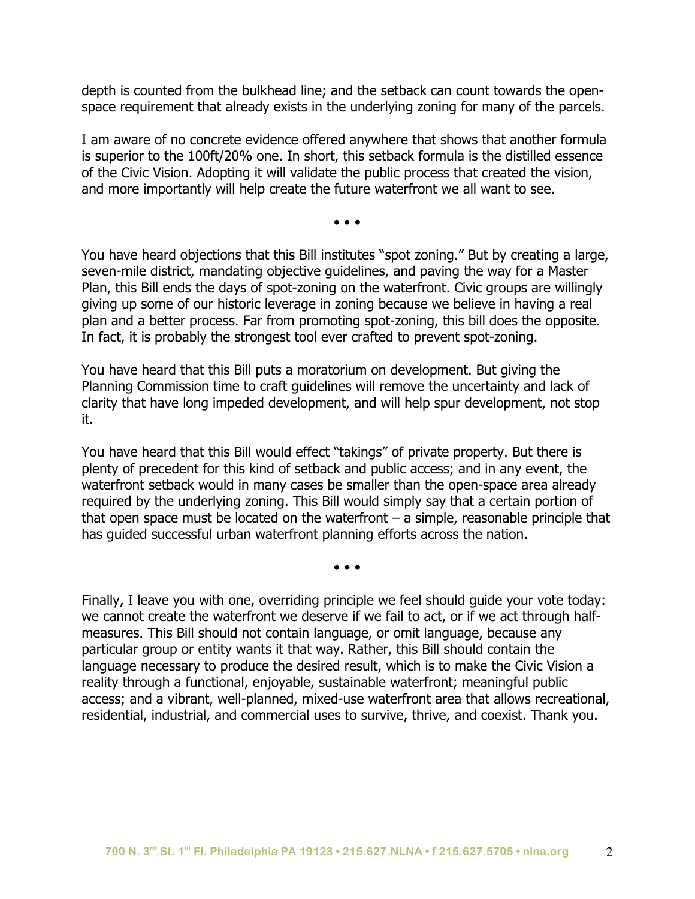depth is counted from the bulkhead line; and the setback can count towards the open-space requirement that already exists in the underlying zoning for many of the parcels.

I am aware of no concrete evidence offered anywhere that shows that another formula is superior to the 100ft/20% one. In short, this setback formula is the distilled essence of the Civic Vision. Adopting it will validate the public process that created the vision, and more importantly will help create the future waterfront we all want to see.

• • •

You have heard objections that this Bill institutes "spot zoning." But by creating a large, seven-mile district, mandating objective guidelines, and paving the way for a Master Plan, this Bill ends the days of spot-zoning on the waterfront. Civic groups are willingly giving up some of our historic leverage in zoning because we believe in having a real plan and a better process. Far from promoting spot-zoning, this bill does the opposite. In fact, it is probably the strongest tool ever crafted to prevent spot-zoning.

You have heard that this Bill puts a moratorium on development. But giving the Planning Commission time to craft guidelines will remove the uncertainty and lack of clarity that have long impeded development, and will help spur development, not stop it.

You have heard that this Bill would effect "takings" of private property. But there is plenty of precedent for this kind of setback and public access; and in any event, the waterfront setback would in many cases be smaller than the open-space area already required by the underlying zoning. This Bill would simply say that a certain portion of that open space must be located on the waterfront – a simple, reasonable principle that has guided successful urban waterfront planning efforts across the nation.

• • •

Finally, I leave you with one, overriding principle we feel should guide your vote today: we cannot create the waterfront we deserve if we fail to act, or if we act through half-measures. This Bill should not contain language, or omit language, because any particular group or entity wants it that way. Rather, this Bill should contain the language necessary to produce the desired result, which is to make the Civic Vision a reality through a functional, enjoyable, sustainable waterfront; meaningful public access; and a vibrant, well-planned, mixed-use waterfront area that allows recreational, residential, industrial, and commercial uses to survive, thrive, and coexist. Thank you.